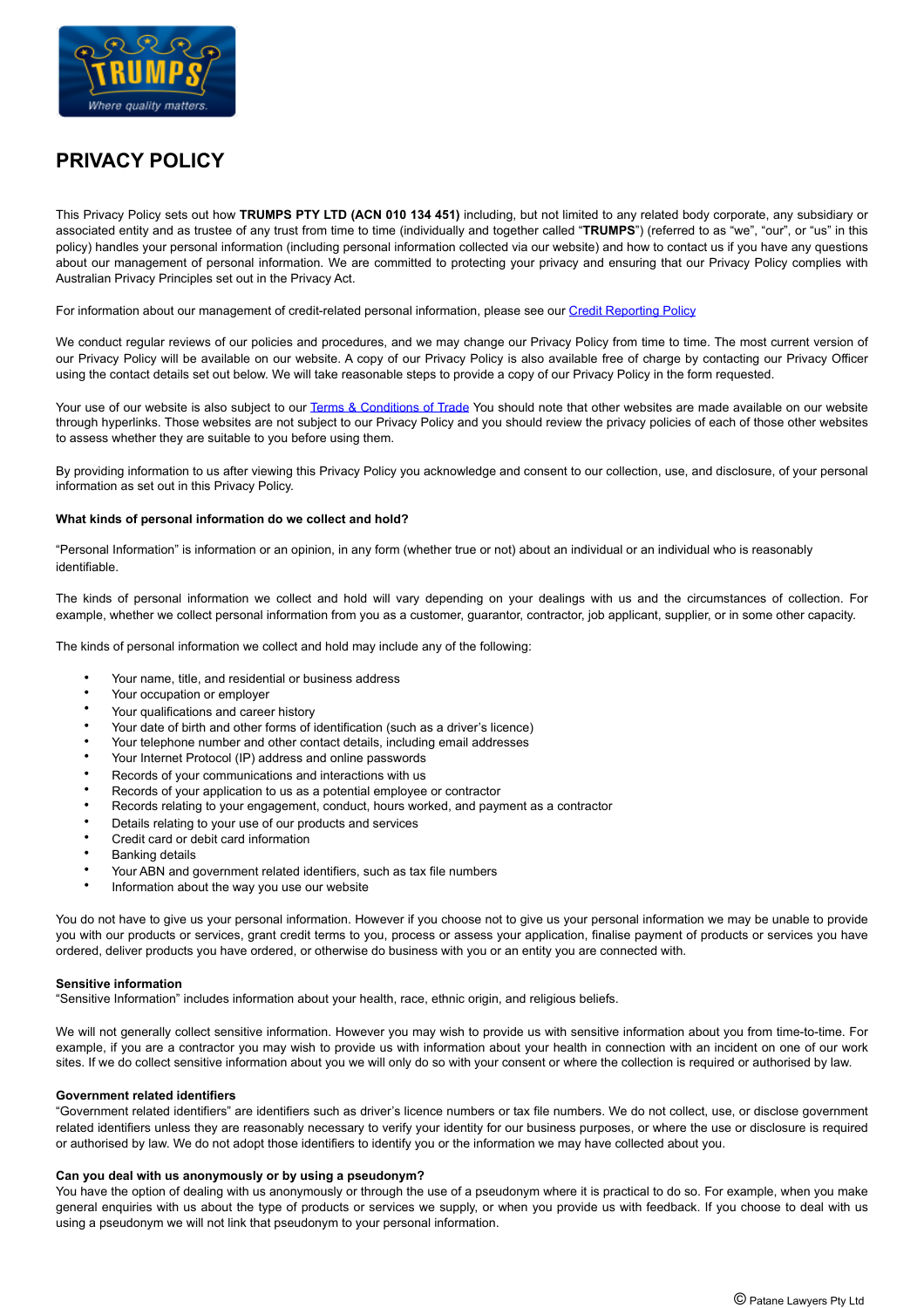# PRIVACY POLICY

This Privacy Policy sets out how **TRUMPS PTY LTD (ACN 010 134 451)** including, but not limited to any related body corporate, any subsidiary or associated entity and as trustee of any trust from time to time (individually and together called "**TRUMPS**") (referred to as "we", "our", or "us" in this policy) handles your personal information (including personal information collected via our website) and how to contact us if you have any questions about our management of personal information. We are committed to protecting your privacy and ensuring that our Privacy Policy complies with Australian Privacy Principles set out in the Privacy Act.

For information about our management of credit-related personal information, please see our Credit Reporting Policy

We conduct regular reviews of our policies and procedures, and we may change our Privacy Policy from time to time. The most current version of our Privacy Policy will be available on our website. A copy of our Privacy Policy is also available free of charge by contacting our Privacy Officer using the contact details set out below. We will take reasonable steps to provide a copy of our Privacy Policy in the form requested.

Your use of our website is also subject to our Terms & Conditions of Trade You should note that other websites are made available on our website through hyperlinks. Those websites are not subject to our Privacy Policy and you should review the privacy policies of each of those other websites to assess whether they are suitable to you before using them.

By providing information to us after viewing this Privacy Policy you acknowledge and consent to our collection, use, and disclosure, of your personal information as set out in this Privacy Policy.

**What kinds of personal information do we collect and hold?**

"Personal Information" is information or an opinion, in any form (whether true or not) about an individual or an individual who is reasonably identifiable.

The kinds of personal information we collect and hold will vary depending on your dealings with us and the circumstances of collection. For example, whether we collect personal information from you as a customer, guarantor, contractor, job applicant, supplier, or in some other capacity.

The kinds of personal information we collect and hold may include any of the following:

- Your name, title, and residential or business address
- Your occupation or employer
- Your qualifications and career history
- Your date of birth and other forms of identification (such as a driver's licence)
- Your telephone number and other contact details, including email addresses
- Your Internet Protocol (IP) address and online passwords
- Records of your communications and interactions with us
- Records of your application to us as a potential employee or contractor
- Records relating to your engagement, conduct, hours worked, and payment as a contractor
- Details relating to your use of our products and services
- Credit card or debit card information
- Banking details
- Your ABN and government related identifiers, such as tax file numbers
- Information about the way you use our website

You do not have to give us your personal information. However if you choose not to give us your personal information we may be unable to provide you with our products or services, grant credit terms to you, process or assess your application, finalise payment of products or services you have ordered, deliver products you have ordered, or otherwise do business with you or an entity you are connected with.

**Sensitive information**

"Sensitive Information" includes information about your health, race, ethnic origin, and religious beliefs.

We will not generally collect sensitive information. However you may wish to provide us with sensitive information about you from time-to-time. For example, if you are a contractor you may wish to provide us with information about your health in connection with an incident on one of our work sites. If we do collect sensitive information about you we will only do so with your consent or where the collection is required or authorised by law.

**Government related identifiers**

"Government related identifiers" are identifiers such as driver's licence numbers or tax file numbers. We do not collect, use, or disclose government related identifiers unless they are reasonably necessary to verify your identity for our business purposes, or where the use or disclosure is required or authorised by law. We do not adopt those identifiers to identify you or the information we may have collected about you.

**Can you deal with us anonymously or by using a pseudonym?**

You have the option of dealing with us anonymously or through the use of a pseudonym where it is practical to do so. For example, when you make general enquiries with us about the type of products or services we supply, or when you provide us with feedback. If you choose to deal with us using a pseudonym we will not link that pseudonym to your personal information.

© Patane Lawyers Pty Ltd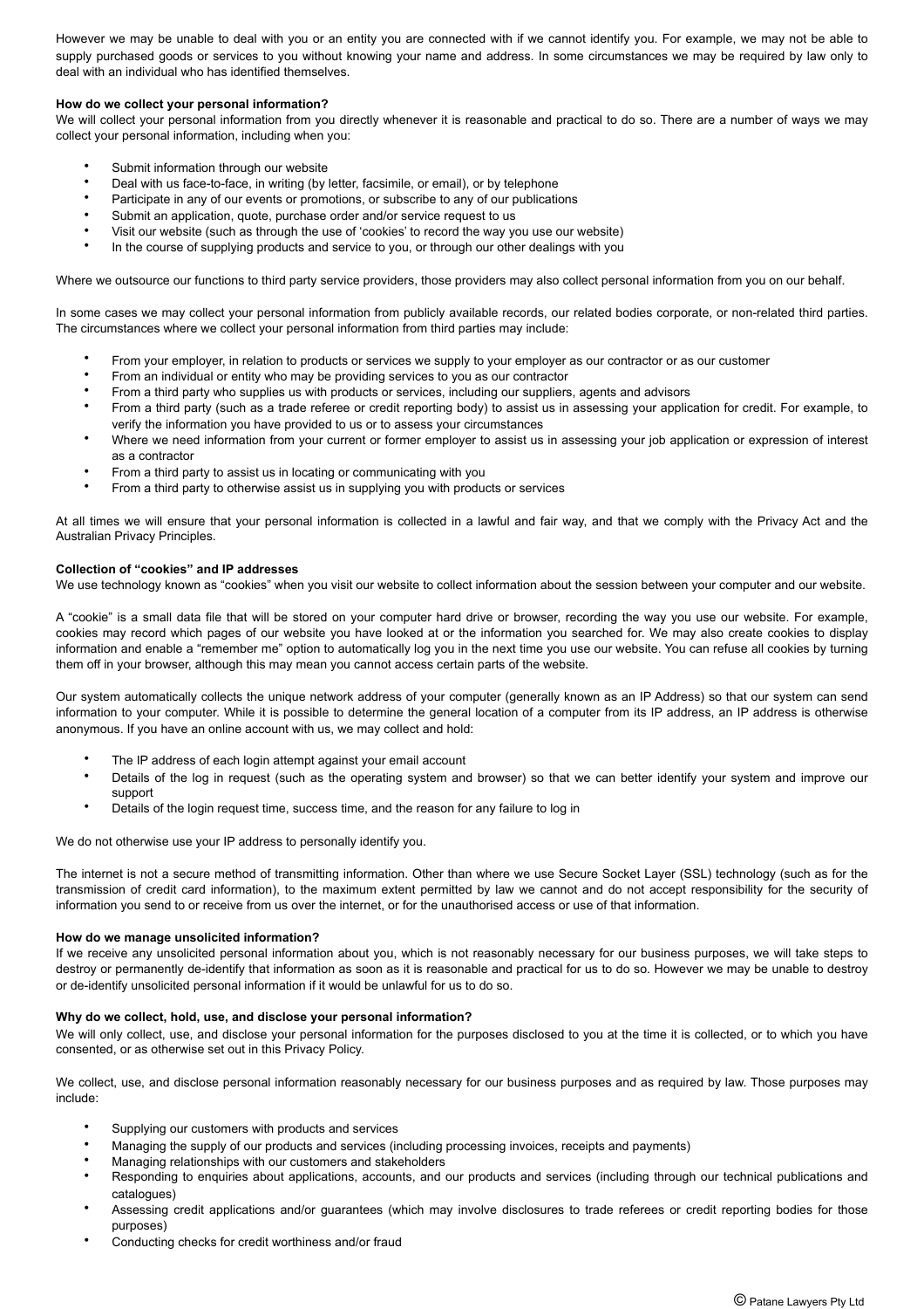However we may be unable to deal with you or an entity you are connected with if we cannot identify you. For example, we may not be able to supply purchased goods or services to you without knowing your name and address. In some circumstances we may be required by law only to deal with an individual who has identified themselves.

**How do we collect your personal information?**
We will collect your personal information from you directly whenever it is reasonable and practical to do so. There are a number of ways we may collect your personal information, including when you:

- Submit information through our website
- Deal with us face-to-face, in writing (by letter, facsimile, or email), or by telephone
- Participate in any of our events or promotions, or subscribe to any of our publications
- Submit an application, quote, purchase order and/or service request to us
- Visit our website (such as through the use of 'cookies' to record the way you use our website)
- In the course of supplying products and service to you, or through our other dealings with you

Where we outsource our functions to third party service providers, those providers may also collect personal information from you on our behalf.

In some cases we may collect your personal information from publicly available records, our related bodies corporate, or non-related third parties. The circumstances where we collect your personal information from third parties may include:

- From your employer, in relation to products or services we supply to your employer as our contractor or as our customer
- From an individual or entity who may be providing services to you as our contractor
- From a third party who supplies us with products or services, including our suppliers, agents and advisors
- From a third party (such as a trade referee or credit reporting body) to assist us in assessing your application for credit. For example, to verify the information you have provided to us or to assess your circumstances
- Where we need information from your current or former employer to assist us in assessing your job application or expression of interest as a contractor
- From a third party to assist us in locating or communicating with you
- From a third party to otherwise assist us in supplying you with products or services

At all times we will ensure that your personal information is collected in a lawful and fair way, and that we comply with the Privacy Act and the Australian Privacy Principles.

**Collection of "cookies" and IP addresses**
We use technology known as "cookies" when you visit our website to collect information about the session between your computer and our website.

A "cookie" is a small data file that will be stored on your computer hard drive or browser, recording the way you use our website. For example, cookies may record which pages of our website you have looked at or the information you searched for. We may also create cookies to display information and enable a "remember me" option to automatically log you in the next time you use our website. You can refuse all cookies by turning them off in your browser, although this may mean you cannot access certain parts of the website.

Our system automatically collects the unique network address of your computer (generally known as an IP Address) so that our system can send information to your computer. While it is possible to determine the general location of a computer from its IP address, an IP address is otherwise anonymous. If you have an online account with us, we may collect and hold:

- The IP address of each login attempt against your email account
- Details of the log in request (such as the operating system and browser) so that we can better identify your system and improve our support
- Details of the login request time, success time, and the reason for any failure to log in

We do not otherwise use your IP address to personally identify you.

The internet is not a secure method of transmitting information. Other than where we use Secure Socket Layer (SSL) technology (such as for the transmission of credit card information), to the maximum extent permitted by law we cannot and do not accept responsibility for the security of information you send to or receive from us over the internet, or for the unauthorised access or use of that information.

**How do we manage unsolicited information?**
If we receive any unsolicited personal information about you, which is not reasonably necessary for our business purposes, we will take steps to destroy or permanently de-identify that information as soon as it is reasonable and practical for us to do so. However we may be unable to destroy or de-identify unsolicited personal information if it would be unlawful for us to do so.

**Why do we collect, hold, use, and disclose your personal information?**
We will only collect, use, and disclose your personal information for the purposes disclosed to you at the time it is collected, or to which you have consented, or as otherwise set out in this Privacy Policy.

We collect, use, and disclose personal information reasonably necessary for our business purposes and as required by law. Those purposes may include:

- Supplying our customers with products and services
- Managing the supply of our products and services (including processing invoices, receipts and payments)
- Managing relationships with our customers and stakeholders
- Responding to enquiries about applications, accounts, and our products and services (including through our technical publications and catalogues)
- Assessing credit applications and/or guarantees (which may involve disclosures to trade referees or credit reporting bodies for those purposes)
- Conducting checks for credit worthiness and/or fraud

© Patane Lawyers Pty Ltd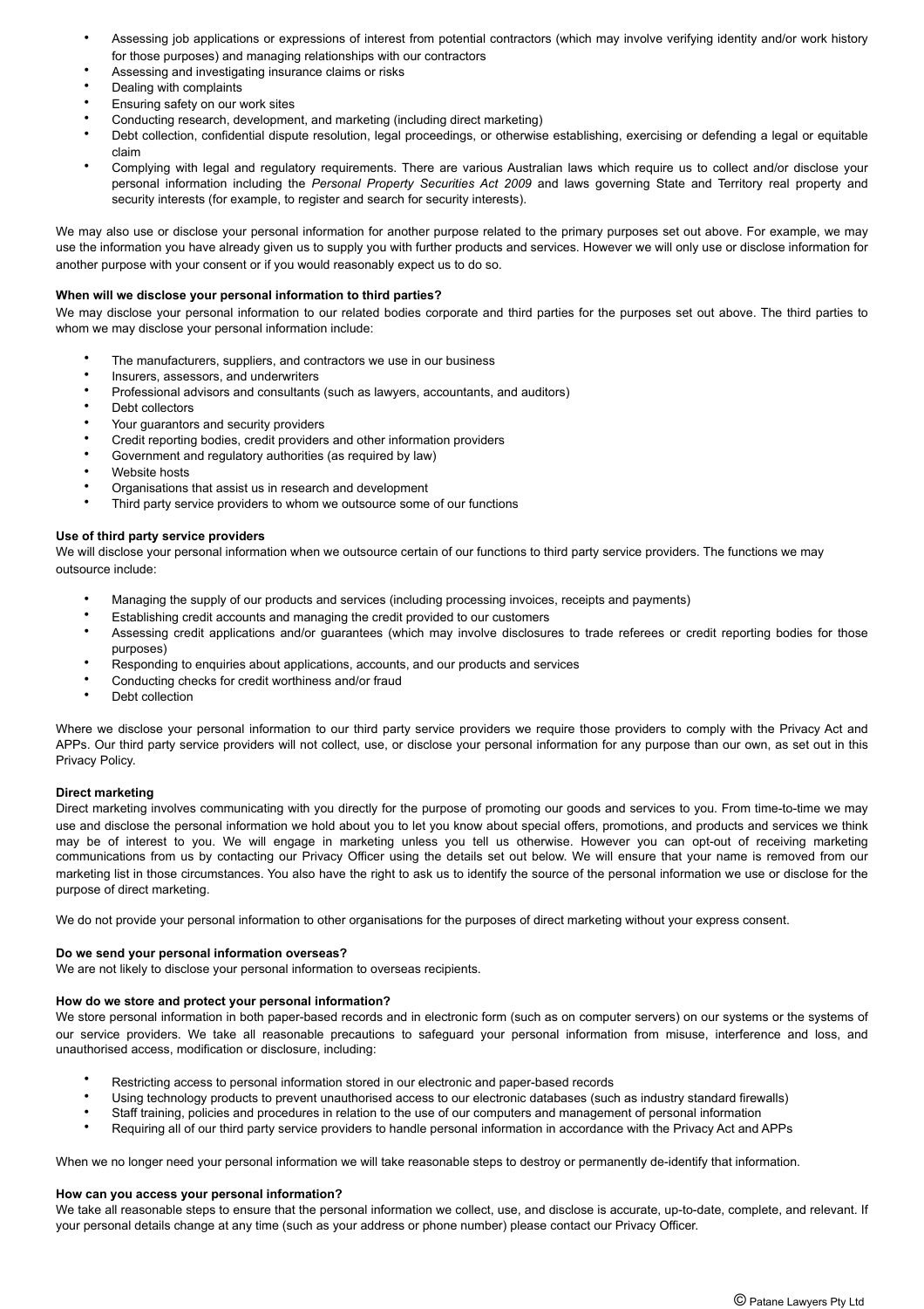- Assessing job applications or expressions of interest from potential contractors (which may involve verifying identity and/or work history for those purposes) and managing relationships with our contractors
- Assessing and investigating insurance claims or risks
- Dealing with complaints
- Ensuring safety on our work sites
- Conducting research, development, and marketing (including direct marketing)
- Debt collection, confidential dispute resolution, legal proceedings, or otherwise establishing, exercising or defending a legal or equitable claim
- Complying with legal and regulatory requirements. There are various Australian laws which require us to collect and/or disclose your personal information including the *Personal Property Securities Act 2009* and laws governing State and Territory real property and security interests (for example, to register and search for security interests).

We may also use or disclose your personal information for another purpose related to the primary purposes set out above. For example, we may use the information you have already given us to supply you with further products and services. However we will only use or disclose information for another purpose with your consent or if you would reasonably expect us to do so.

**When will we disclose your personal information to third parties?**

We may disclose your personal information to our related bodies corporate and third parties for the purposes set out above. The third parties to whom we may disclose your personal information include:

- The manufacturers, suppliers, and contractors we use in our business
- Insurers, assessors, and underwriters
- Professional advisors and consultants (such as lawyers, accountants, and auditors)
- Debt collectors
- Your guarantors and security providers
- Credit reporting bodies, credit providers and other information providers
- Government and regulatory authorities (as required by law)
- Website hosts
- Organisations that assist us in research and development
- Third party service providers to whom we outsource some of our functions

**Use of third party service providers**

We will disclose your personal information when we outsource certain of our functions to third party service providers. The functions we may outsource include:

- Managing the supply of our products and services (including processing invoices, receipts and payments)
- Establishing credit accounts and managing the credit provided to our customers
- Assessing credit applications and/or guarantees (which may involve disclosures to trade referees or credit reporting bodies for those purposes)
- Responding to enquiries about applications, accounts, and our products and services
- Conducting checks for credit worthiness and/or fraud
- Debt collection

Where we disclose your personal information to our third party service providers we require those providers to comply with the Privacy Act and APPs. Our third party service providers will not collect, use, or disclose your personal information for any purpose than our own, as set out in this Privacy Policy.

**Direct marketing**

Direct marketing involves communicating with you directly for the purpose of promoting our goods and services to you. From time-to-time we may use and disclose the personal information we hold about you to let you know about special offers, promotions, and products and services we think may be of interest to you. We will engage in marketing unless you tell us otherwise. However you can opt-out of receiving marketing communications from us by contacting our Privacy Officer using the details set out below. We will ensure that your name is removed from our marketing list in those circumstances. You also have the right to ask us to identify the source of the personal information we use or disclose for the purpose of direct marketing.

We do not provide your personal information to other organisations for the purposes of direct marketing without your express consent.

**Do we send your personal information overseas?**

We are not likely to disclose your personal information to overseas recipients.

**How do we store and protect your personal information?**

We store personal information in both paper-based records and in electronic form (such as on computer servers) on our systems or the systems of our service providers. We take all reasonable precautions to safeguard your personal information from misuse, interference and loss, and unauthorised access, modification or disclosure, including:

- Restricting access to personal information stored in our electronic and paper-based records
- Using technology products to prevent unauthorised access to our electronic databases (such as industry standard firewalls)
- Staff training, policies and procedures in relation to the use of our computers and management of personal information
- Requiring all of our third party service providers to handle personal information in accordance with the Privacy Act and APPs

When we no longer need your personal information we will take reasonable steps to destroy or permanently de-identify that information.

**How can you access your personal information?**

We take all reasonable steps to ensure that the personal information we collect, use, and disclose is accurate, up-to-date, complete, and relevant. If your personal details change at any time (such as your address or phone number) please contact our Privacy Officer.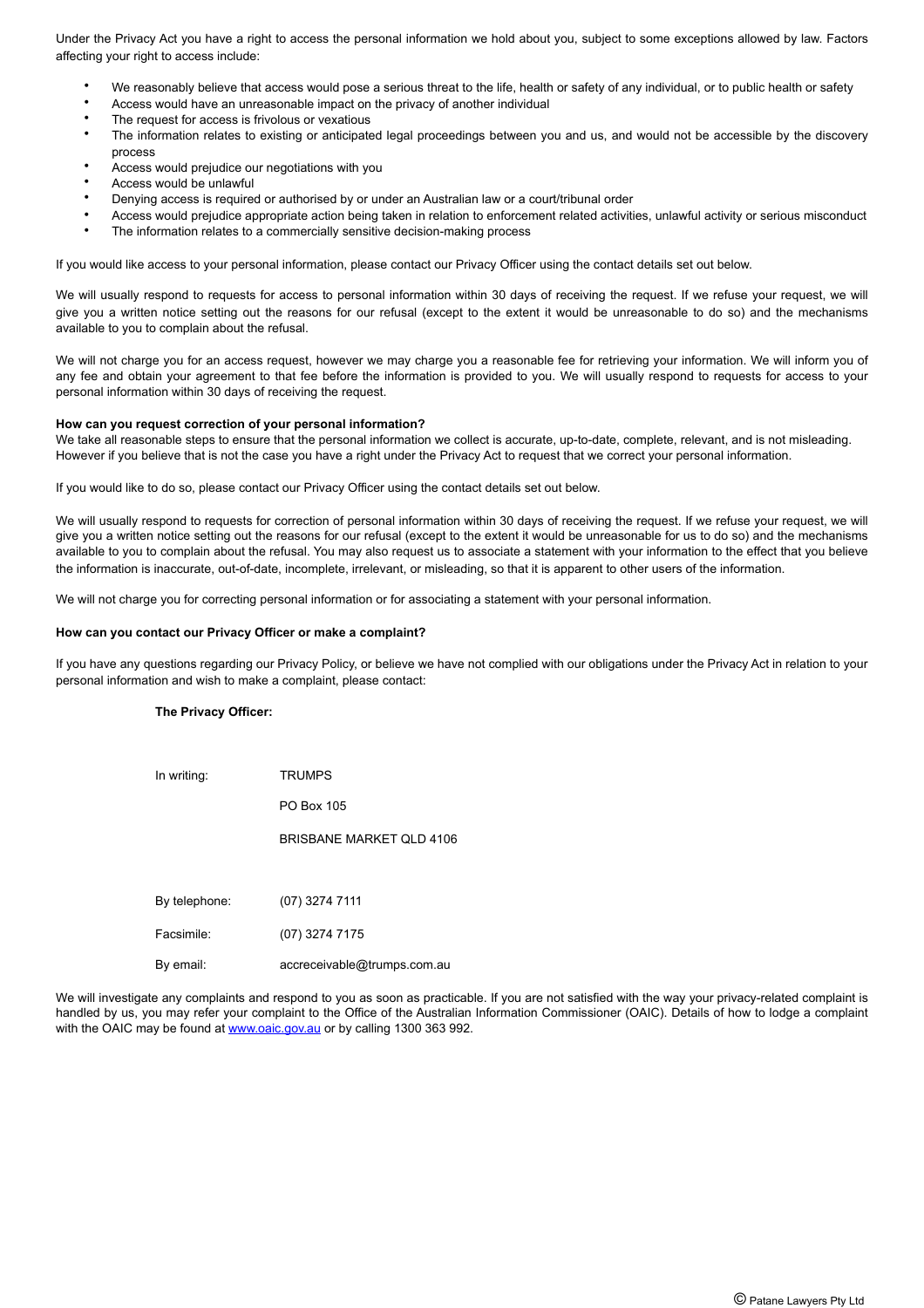Under the Privacy Act you have a right to access the personal information we hold about you, subject to some exceptions allowed by law. Factors affecting your right to access include:

- We reasonably believe that access would pose a serious threat to the life, health or safety of any individual, or to public health or safety
- Access would have an unreasonable impact on the privacy of another individual
- The request for access is frivolous or vexatious
- The information relates to existing or anticipated legal proceedings between you and us, and would not be accessible by the discovery process
- Access would prejudice our negotiations with you
- Access would be unlawful
- Denying access is required or authorised by or under an Australian law or a court/tribunal order
- Access would prejudice appropriate action being taken in relation to enforcement related activities, unlawful activity or serious misconduct
- The information relates to a commercially sensitive decision-making process

If you would like access to your personal information, please contact our Privacy Officer using the contact details set out below.

We will usually respond to requests for access to personal information within 30 days of receiving the request. If we refuse your request, we will give you a written notice setting out the reasons for our refusal (except to the extent it would be unreasonable to do so) and the mechanisms available to you to complain about the refusal.

We will not charge you for an access request, however we may charge you a reasonable fee for retrieving your information. We will inform you of any fee and obtain your agreement to that fee before the information is provided to you. We will usually respond to requests for access to your personal information within 30 days of receiving the request.

**How can you request correction of your personal information?**

We take all reasonable steps to ensure that the personal information we collect is accurate, up-to-date, complete, relevant, and is not misleading. However if you believe that is not the case you have a right under the Privacy Act to request that we correct your personal information.

If you would like to do so, please contact our Privacy Officer using the contact details set out below.

We will usually respond to requests for correction of personal information within 30 days of receiving the request. If we refuse your request, we will give you a written notice setting out the reasons for our refusal (except to the extent it would be unreasonable for us to do so) and the mechanisms available to you to complain about the refusal. You may also request us to associate a statement with your information to the effect that you believe the information is inaccurate, out-of-date, incomplete, irrelevant, or misleading, so that it is apparent to other users of the information.

We will not charge you for correcting personal information or for associating a statement with your personal information.

**How can you contact our Privacy Officer or make a complaint?**

If you have any questions regarding our Privacy Policy, or believe we have not complied with our obligations under the Privacy Act in relation to your personal information and wish to make a complaint, please contact:

**The Privacy Officer:**

| | |
|---|---|
| In writing: | TRUMPS |
| | PO Box 105 |
| | BRISBANE MARKET QLD 4106 |
| By telephone: | (07) 3274 7111 |
| Facsimile: | (07) 3274 7175 |
| By email: | accreceivable@trumps.com.au |

We will investigate any complaints and respond to you as soon as practicable. If you are not satisfied with the way your privacy-related complaint is handled by us, you may refer your complaint to the Office of the Australian Information Commissioner (OAIC). Details of how to lodge a complaint with the OAIC may be found at [www.oaic.gov.au](http://www.oaic.gov.au) or by calling 1300 363 992.

© Patane Lawyers Pty Ltd